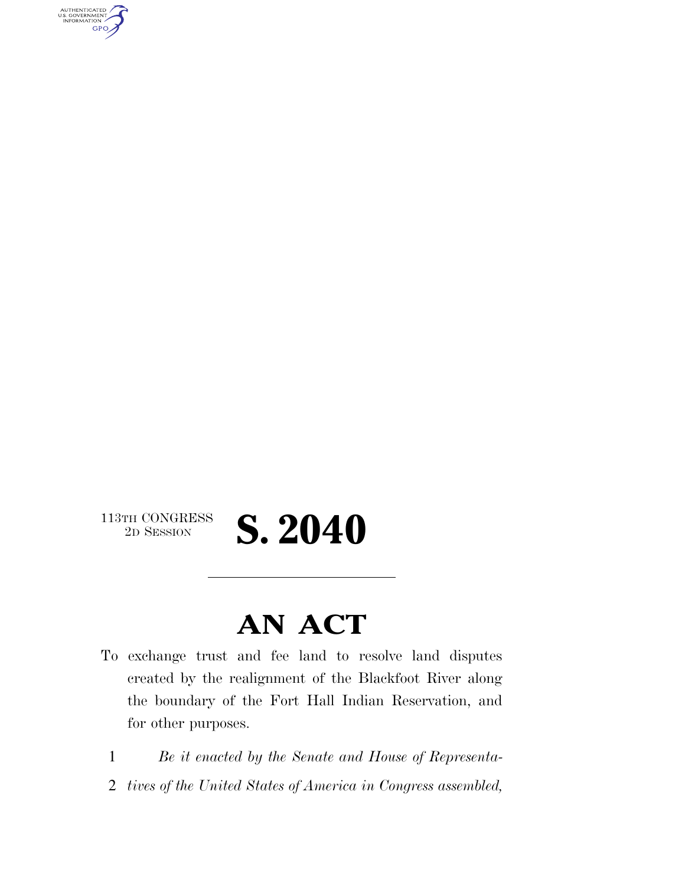113TH CONGRESS
2D SESSION

# S. 2040

## AN ACT

To exchange trust and fee land to resolve land disputes created by the realignment of the Blackfoot River along the boundary of the Fort Hall Indian Reservation, and for other purposes.

1 *Be it enacted by the Senate and House of Representa-*
2 *tives of the United States of America in Congress assembled,*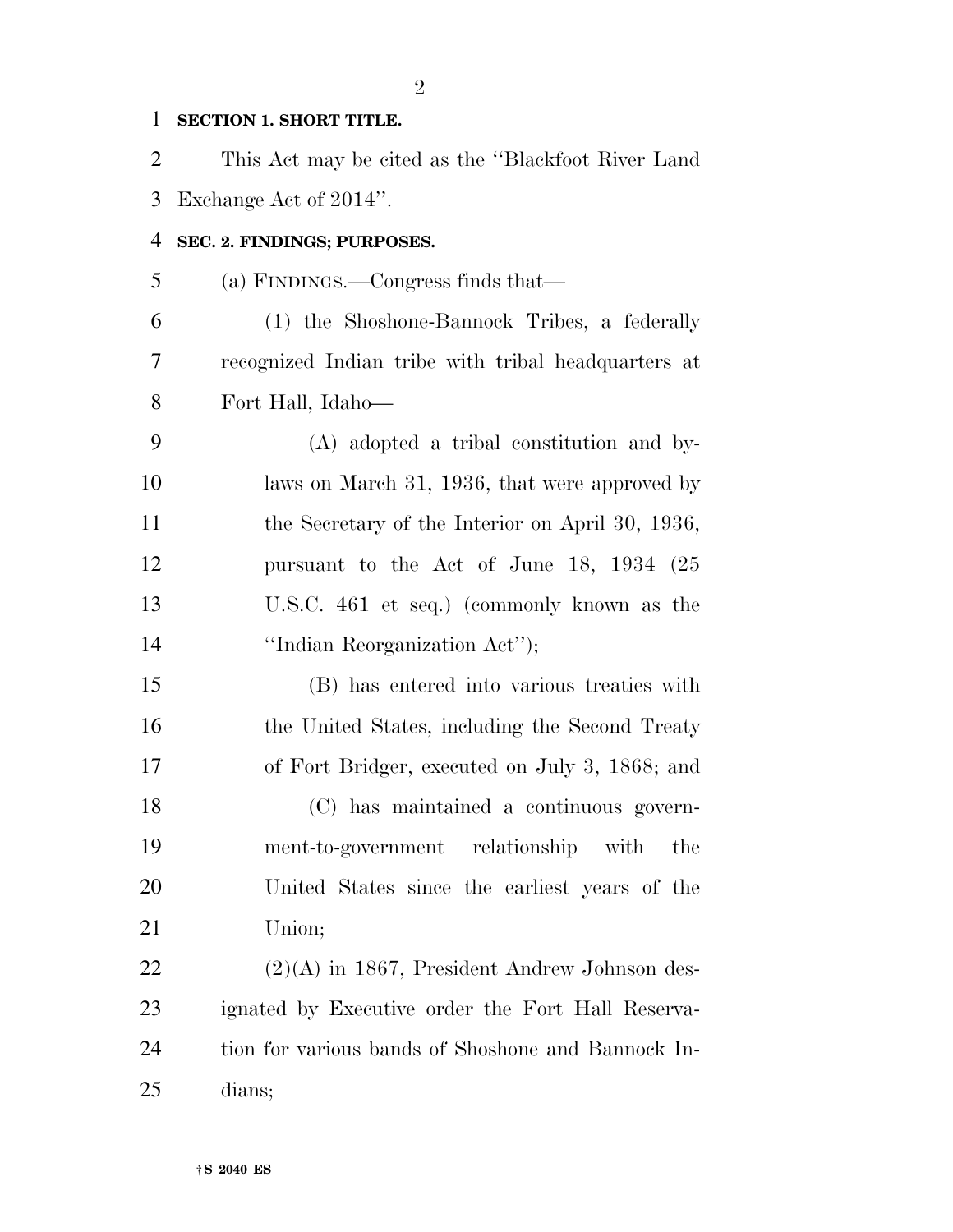**SECTION 1. SHORT TITLE.**

This Act may be cited as the ''Blackfoot River Land Exchange Act of 2014''.

**SEC. 2. FINDINGS; PURPOSES.**

(a) FINDINGS.—Congress finds that—

(1) the Shoshone-Bannock Tribes, a federally recognized Indian tribe with tribal headquarters at Fort Hall, Idaho—

(A) adopted a tribal constitution and bylaws on March 31, 1936, that were approved by the Secretary of the Interior on April 30, 1936, pursuant to the Act of June 18, 1934 (25 U.S.C. 461 et seq.) (commonly known as the ''Indian Reorganization Act'');

(B) has entered into various treaties with the United States, including the Second Treaty of Fort Bridger, executed on July 3, 1868; and

(C) has maintained a continuous government-to-government relationship with the United States since the earliest years of the Union;

(2)(A) in 1867, President Andrew Johnson designated by Executive order the Fort Hall Reservation for various bands of Shoshone and Bannock Indians;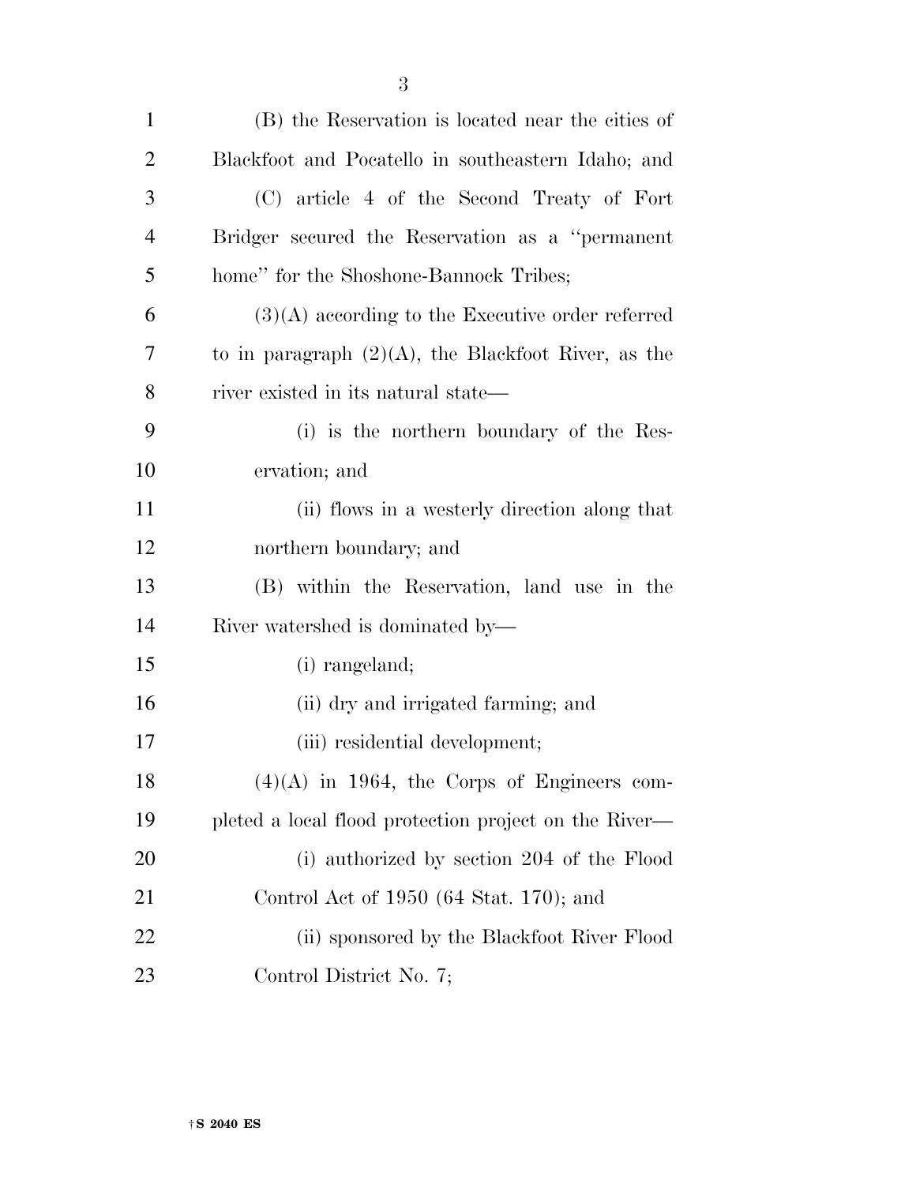(B) the Reservation is located near the cities of Blackfoot and Pocatello in southeastern Idaho; and

(C) article 4 of the Second Treaty of Fort Bridger secured the Reservation as a ''permanent home'' for the Shoshone-Bannock Tribes;

(3)(A) according to the Executive order referred to in paragraph (2)(A), the Blackfoot River, as the river existed in its natural state—

(i) is the northern boundary of the Reservation; and

(ii) flows in a westerly direction along that northern boundary; and

(B) within the Reservation, land use in the River watershed is dominated by—

(i) rangeland;

(ii) dry and irrigated farming; and

(iii) residential development;

(4)(A) in 1964, the Corps of Engineers completed a local flood protection project on the River—

(i) authorized by section 204 of the Flood Control Act of 1950 (64 Stat. 170); and

(ii) sponsored by the Blackfoot River Flood Control District No. 7;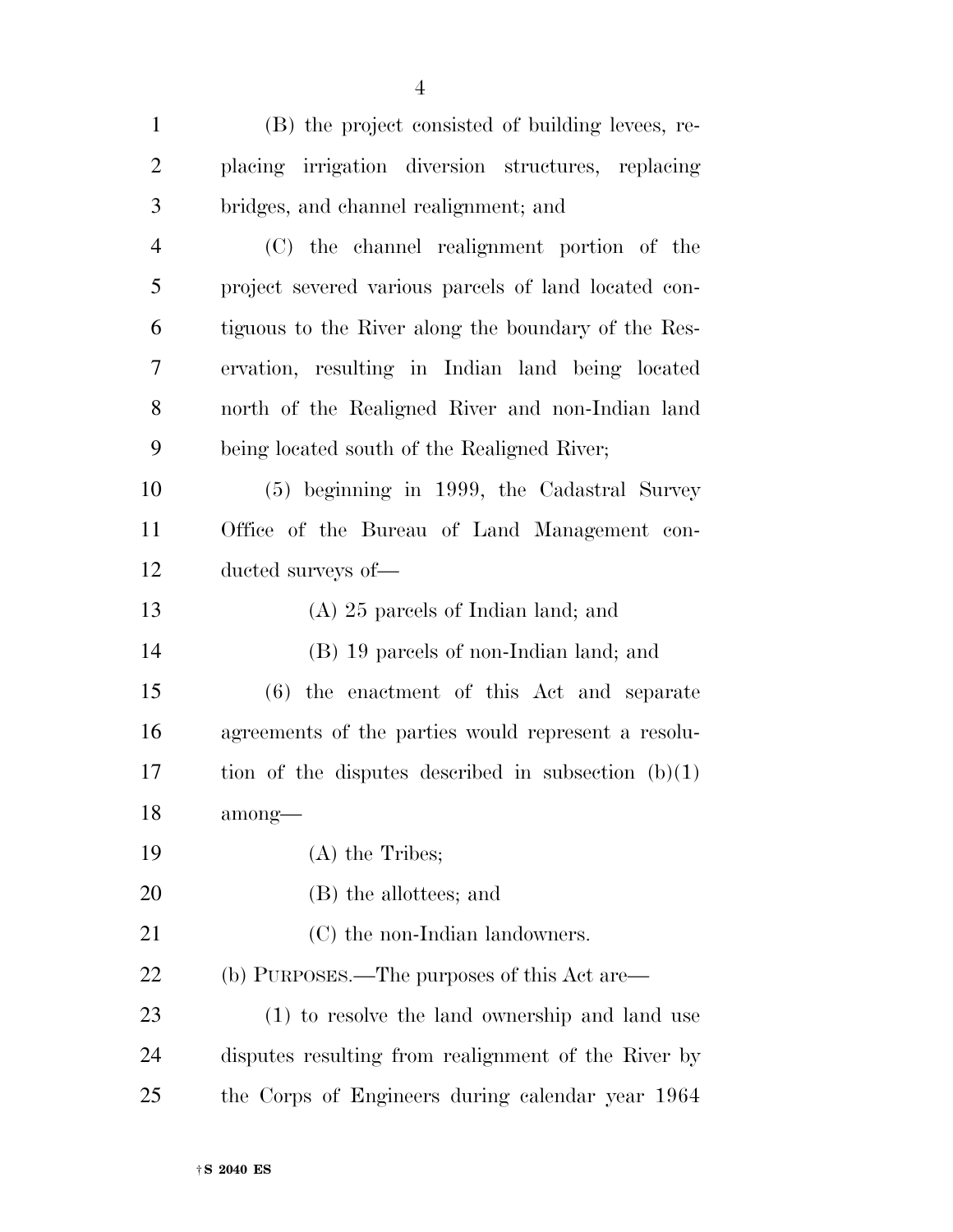(B) the project consisted of building levees, replacing irrigation diversion structures, replacing bridges, and channel realignment; and

(C) the channel realignment portion of the project severed various parcels of land located contiguous to the River along the boundary of the Reservation, resulting in Indian land being located north of the Realigned River and non-Indian land being located south of the Realigned River;

(5) beginning in 1999, the Cadastral Survey Office of the Bureau of Land Management conducted surveys of—

(A) 25 parcels of Indian land; and

(B) 19 parcels of non-Indian land; and

(6) the enactment of this Act and separate agreements of the parties would represent a resolution of the disputes described in subsection (b)(1) among—

(A) the Tribes;

(B) the allottees; and

(C) the non-Indian landowners.

(b) PURPOSES.—The purposes of this Act are—

(1) to resolve the land ownership and land use disputes resulting from realignment of the River by the Corps of Engineers during calendar year 1964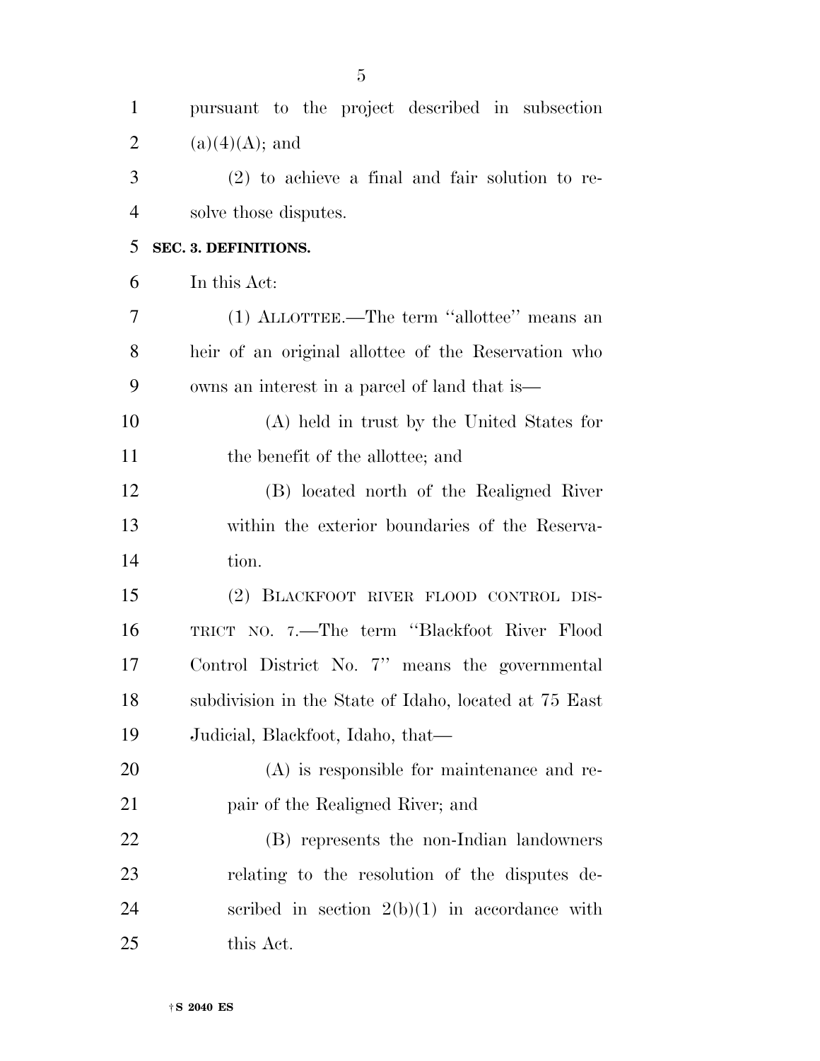pursuant to the project described in subsection (a)(4)(A); and

(2) to achieve a final and fair solution to resolve those disputes.

## SEC. 3. DEFINITIONS.

In this Act:

(1) ALLOTTEE.—The term "allottee" means an heir of an original allottee of the Reservation who owns an interest in a parcel of land that is—

(A) held in trust by the United States for the benefit of the allottee; and

(B) located north of the Realigned River within the exterior boundaries of the Reservation.

(2) BLACKFOOT RIVER FLOOD CONTROL DISTRICT NO. 7.—The term "Blackfoot River Flood Control District No. 7" means the governmental subdivision in the State of Idaho, located at 75 East Judicial, Blackfoot, Idaho, that—

(A) is responsible for maintenance and repair of the Realigned River; and

(B) represents the non-Indian landowners relating to the resolution of the disputes described in section 2(b)(1) in accordance with this Act.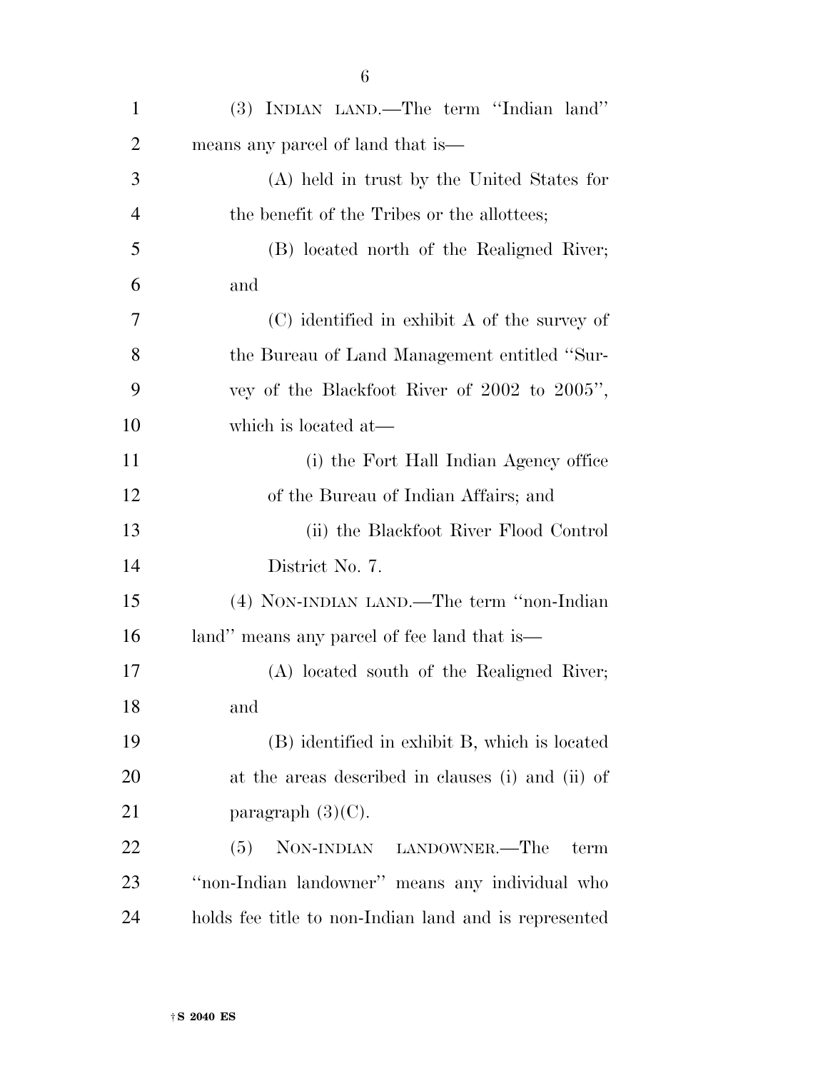(3) INDIAN LAND.—The term ''Indian land'' means any parcel of land that is—

(A) held in trust by the United States for the benefit of the Tribes or the allottees;

(B) located north of the Realigned River; and

(C) identified in exhibit A of the survey of the Bureau of Land Management entitled ''Survey of the Blackfoot River of 2002 to 2005'', which is located at—

(i) the Fort Hall Indian Agency office of the Bureau of Indian Affairs; and

(ii) the Blackfoot River Flood Control District No. 7.

(4) NON-INDIAN LAND.—The term ''non-Indian land'' means any parcel of fee land that is—

(A) located south of the Realigned River; and

(B) identified in exhibit B, which is located at the areas described in clauses (i) and (ii) of paragraph (3)(C).

(5) NON-INDIAN LANDOWNER.—The term ''non-Indian landowner'' means any individual who holds fee title to non-Indian land and is represented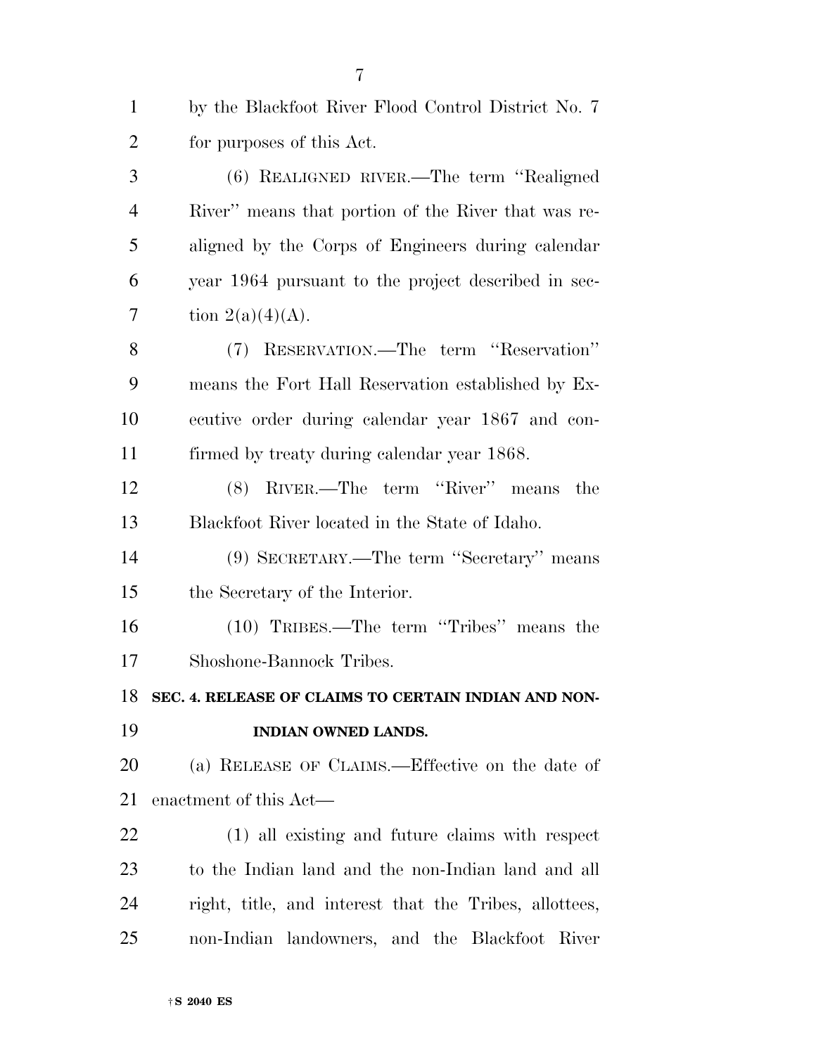by the Blackfoot River Flood Control District No. 7 for purposes of this Act.

(6) REALIGNED RIVER.—The term "Realigned River" means that portion of the River that was realigned by the Corps of Engineers during calendar year 1964 pursuant to the project described in section 2(a)(4)(A).

(7) RESERVATION.—The term "Reservation" means the Fort Hall Reservation established by Executive order during calendar year 1867 and confirmed by treaty during calendar year 1868.

(8) RIVER.—The term "River" means the Blackfoot River located in the State of Idaho.

(9) SECRETARY.—The term "Secretary" means the Secretary of the Interior.

(10) TRIBES.—The term "Tribes" means the Shoshone-Bannock Tribes.

## SEC. 4. RELEASE OF CLAIMS TO CERTAIN INDIAN AND NON-INDIAN OWNED LANDS.

(a) RELEASE OF CLAIMS.—Effective on the date of enactment of this Act—

(1) all existing and future claims with respect to the Indian land and the non-Indian land and all right, title, and interest that the Tribes, allottees, non-Indian landowners, and the Blackfoot River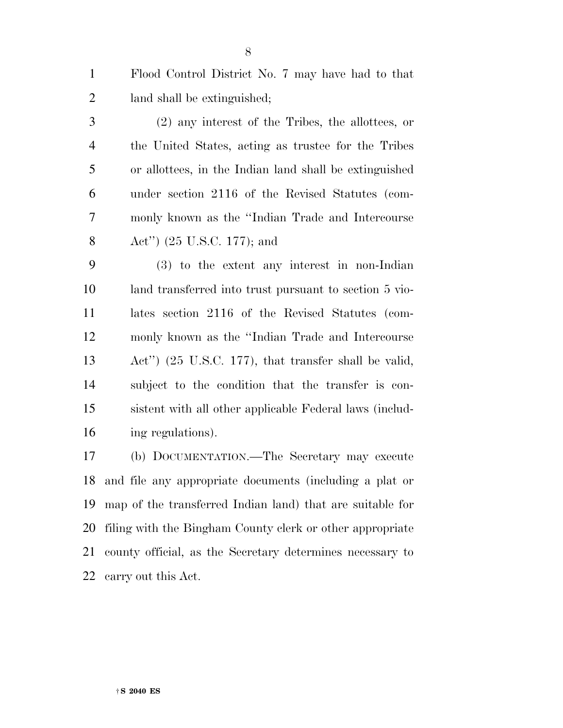Flood Control District No. 7 may have had to that land shall be extinguished;

(2) any interest of the Tribes, the allottees, or the United States, acting as trustee for the Tribes or allottees, in the Indian land shall be extinguished under section 2116 of the Revised Statutes (commonly known as the "Indian Trade and Intercourse Act") (25 U.S.C. 177); and

(3) to the extent any interest in non-Indian land transferred into trust pursuant to section 5 violates section 2116 of the Revised Statutes (commonly known as the "Indian Trade and Intercourse Act") (25 U.S.C. 177), that transfer shall be valid, subject to the condition that the transfer is consistent with all other applicable Federal laws (including regulations).

(b) DOCUMENTATION.—The Secretary may execute and file any appropriate documents (including a plat or map of the transferred Indian land) that are suitable for filing with the Bingham County clerk or other appropriate county official, as the Secretary determines necessary to carry out this Act.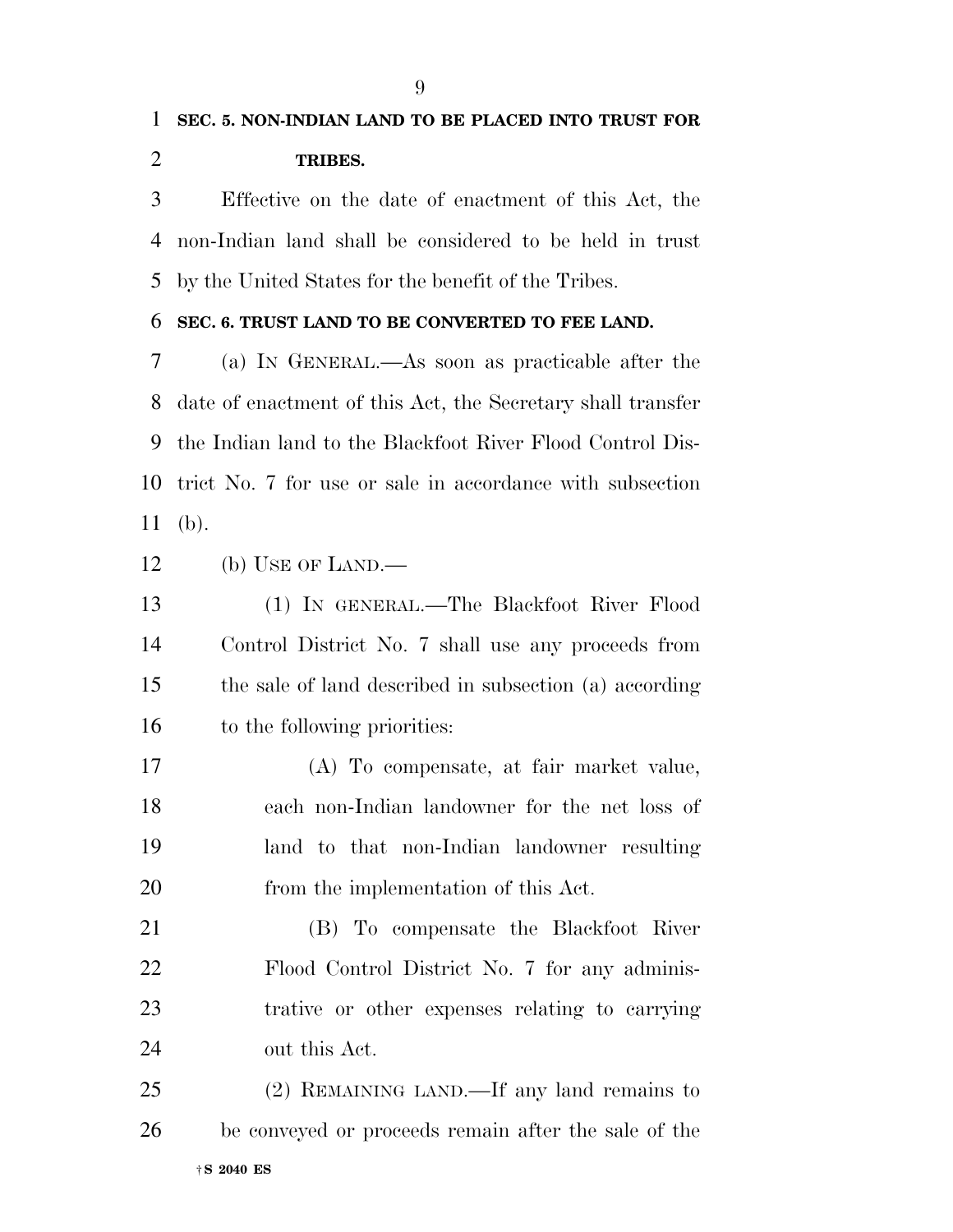**SEC. 5. NON-INDIAN LAND TO BE PLACED INTO TRUST FOR TRIBES.**

Effective on the date of enactment of this Act, the non-Indian land shall be considered to be held in trust by the United States for the benefit of the Tribes.

**SEC. 6. TRUST LAND TO BE CONVERTED TO FEE LAND.**

(a) IN GENERAL.—As soon as practicable after the date of enactment of this Act, the Secretary shall transfer the Indian land to the Blackfoot River Flood Control District No. 7 for use or sale in accordance with subsection (b).

(b) USE OF LAND.—

(1) IN GENERAL.—The Blackfoot River Flood Control District No. 7 shall use any proceeds from the sale of land described in subsection (a) according to the following priorities:

(A) To compensate, at fair market value, each non-Indian landowner for the net loss of land to that non-Indian landowner resulting from the implementation of this Act.

(B) To compensate the Blackfoot River Flood Control District No. 7 for any administrative or other expenses relating to carrying out this Act.

(2) REMAINING LAND.—If any land remains to be conveyed or proceeds remain after the sale of the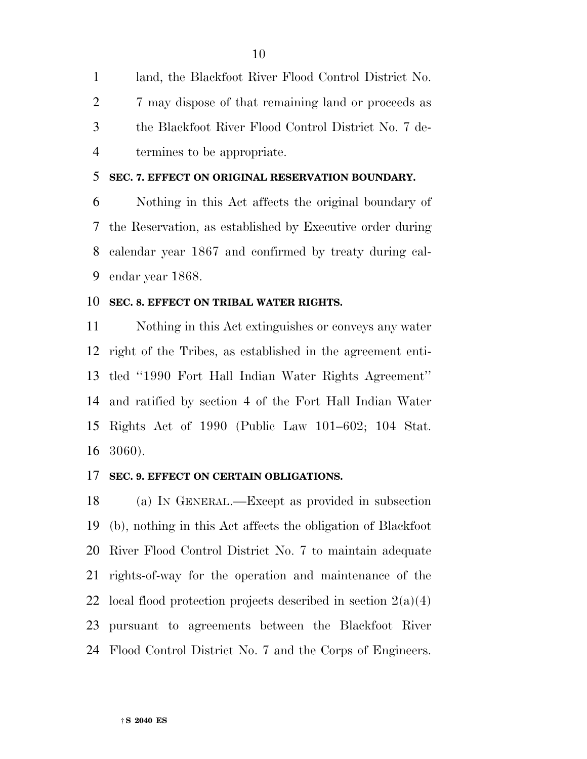land, the Blackfoot River Flood Control District No. 7 may dispose of that remaining land or proceeds as the Blackfoot River Flood Control District No. 7 determines to be appropriate.

**SEC. 7. EFFECT ON ORIGINAL RESERVATION BOUNDARY.**

Nothing in this Act affects the original boundary of the Reservation, as established by Executive order during calendar year 1867 and confirmed by treaty during calendar year 1868.

**SEC. 8. EFFECT ON TRIBAL WATER RIGHTS.**

Nothing in this Act extinguishes or conveys any water right of the Tribes, as established in the agreement entitled ''1990 Fort Hall Indian Water Rights Agreement'' and ratified by section 4 of the Fort Hall Indian Water Rights Act of 1990 (Public Law 101–602; 104 Stat. 3060).

**SEC. 9. EFFECT ON CERTAIN OBLIGATIONS.**

(a) IN GENERAL.—Except as provided in subsection (b), nothing in this Act affects the obligation of Blackfoot River Flood Control District No. 7 to maintain adequate rights-of-way for the operation and maintenance of the local flood protection projects described in section 2(a)(4) pursuant to agreements between the Blackfoot River Flood Control District No. 7 and the Corps of Engineers.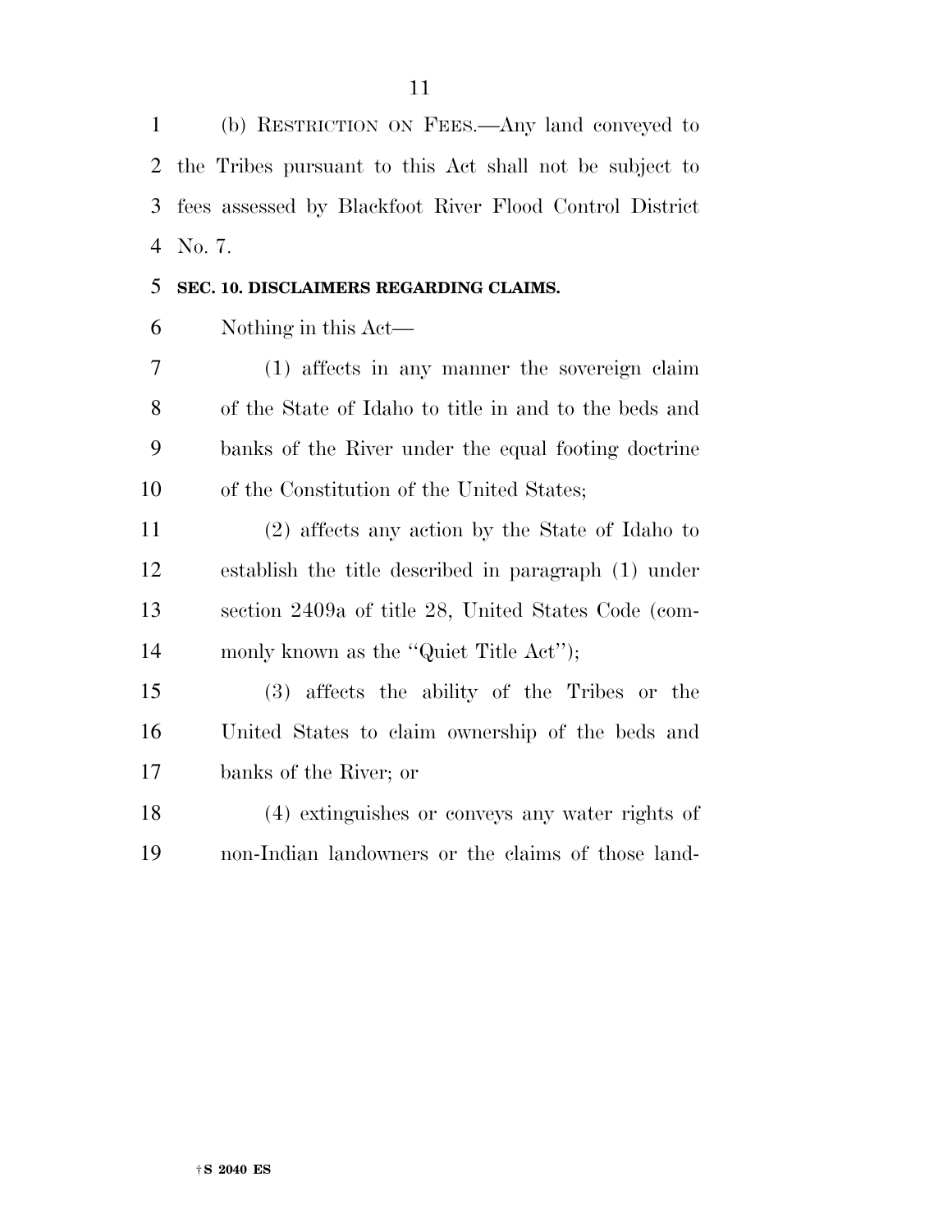(b) RESTRICTION ON FEES.—Any land conveyed to the Tribes pursuant to this Act shall not be subject to fees assessed by Blackfoot River Flood Control District No. 7.

**SEC. 10. DISCLAIMERS REGARDING CLAIMS.**

Nothing in this Act—

(1) affects in any manner the sovereign claim of the State of Idaho to title in and to the beds and banks of the River under the equal footing doctrine of the Constitution of the United States;

(2) affects any action by the State of Idaho to establish the title described in paragraph (1) under section 2409a of title 28, United States Code (commonly known as the ''Quiet Title Act'');

(3) affects the ability of the Tribes or the United States to claim ownership of the beds and banks of the River; or

(4) extinguishes or conveys any water rights of non-Indian landowners or the claims of those land-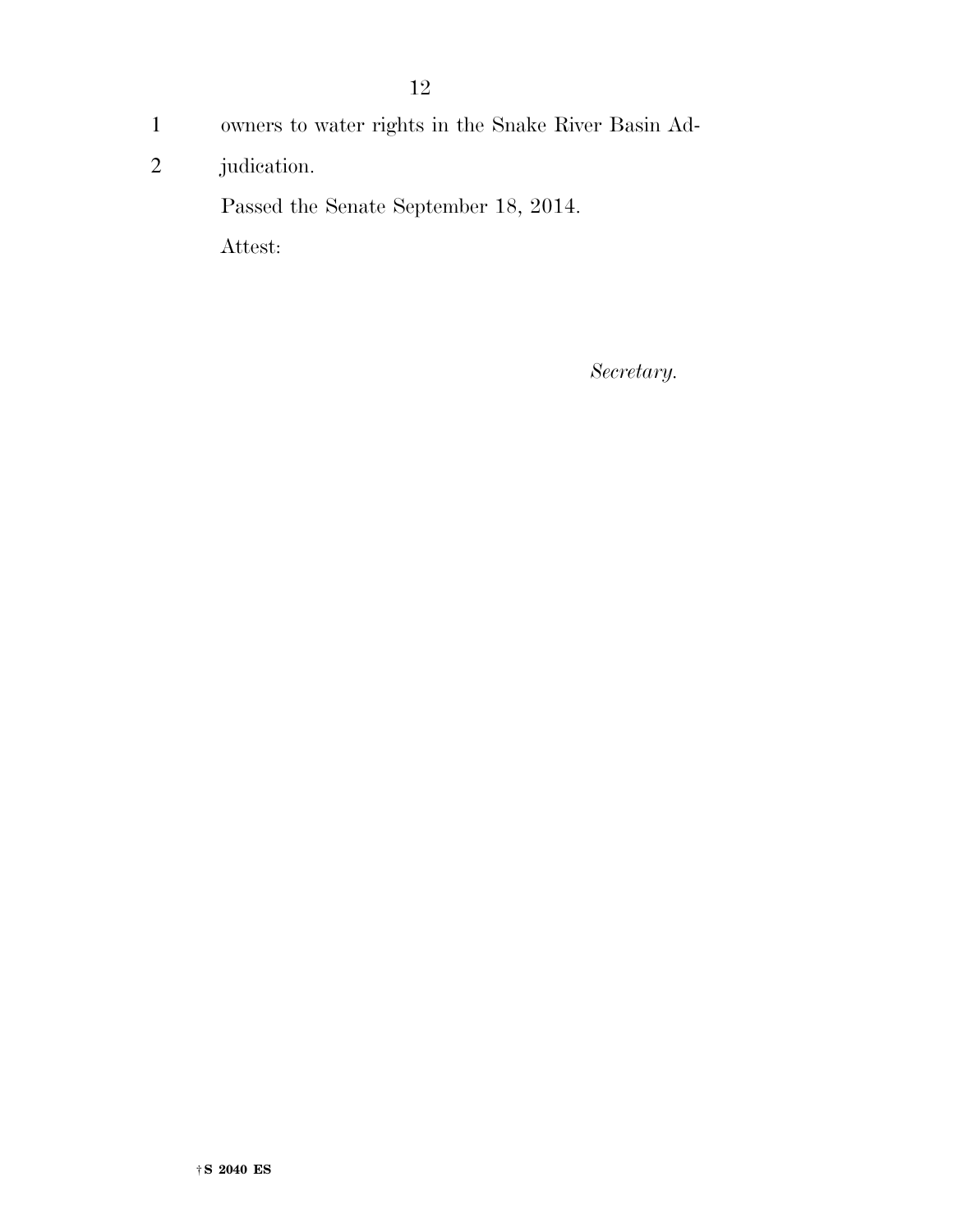owners to water rights in the Snake River Basin Adjudication.

Passed the Senate September 18, 2014.

Attest:

*Secretary.*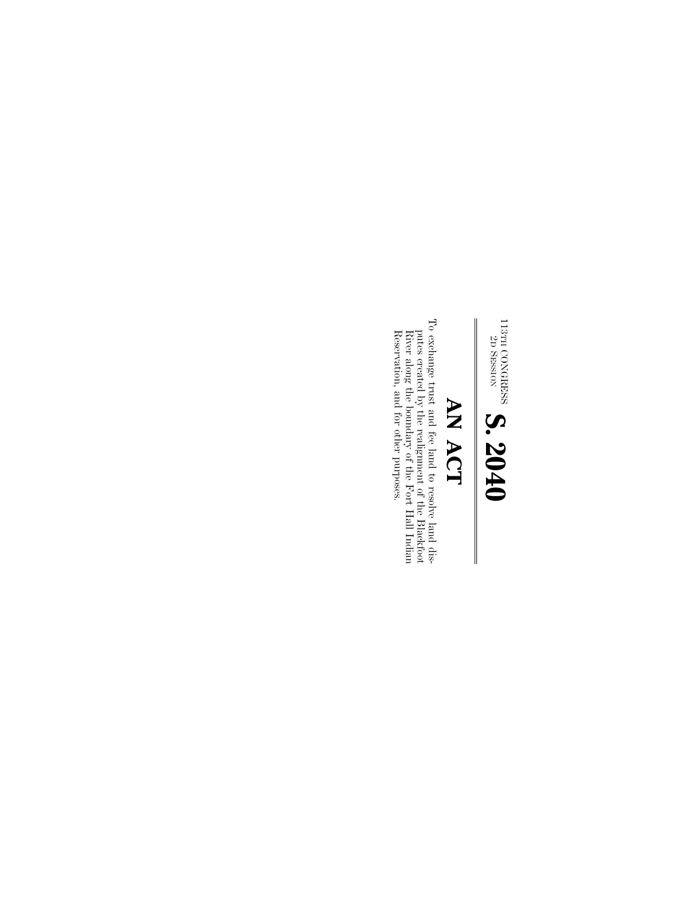113TH CONGRESS
2D SESSION

# S. 2040

# AN ACT

To exchange trust and fee land to resolve land disputes created by the realignment of the Blackfoot River along the boundary of the Fort Hall Indian Reservation, and for other purposes.